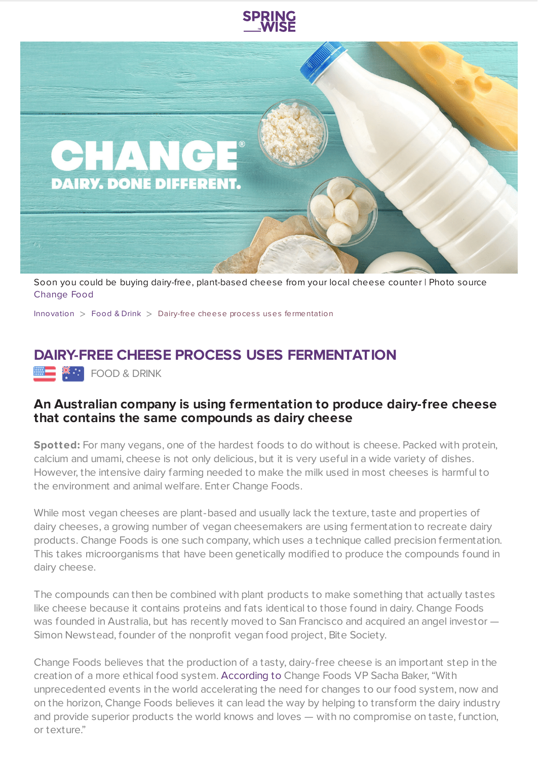Soon you could be buying dairy-free, plant-based cheese from your local cheese counter | Photo source Change Food

Innovation > Food & Drink > Dairy-free cheese process uses fermentation

# DAIRY-FREE CHEESE PROCESS USES FERMENTATION

FOOD & DRINK

## An Australian company is using fermentation to produce dairy-free cheese that contains the same compounds as dairy cheese

**Spotted:** For many vegans, one of the hardest foods to do without is cheese. Packed with protein, calcium and umami, cheese is not only delicious, but it is very useful in a wide variety of dishes. However, the intensive dairy farming needed to make the milk used in most cheeses is harmful to the environment and animal welfare. Enter Change Foods.

While most vegan cheeses are plant-based and usually lack the texture, taste and properties of dairy cheeses, a growing number of vegan cheesemakers are using fermentation to recreate dairy products. Change Foods is one such company, which uses a technique called precision fermentation. This takes microorganisms that have been genetically modified to produce the compounds found in dairy cheese.

The compounds can then be combined with plant products to make something that actually tastes like cheese because it contains proteins and fats identical to those found in dairy. Change Foods was founded in Australia, but has recently moved to San Francisco and acquired an angel investor — Simon Newstead, founder of the nonprofit vegan food project, Bite Society.

Change Foods believes that the production of a tasty, dairy-free cheese is an important step in the creation of a more ethical food system. According to Change Foods VP Sacha Baker, "With unprecedented events in the world accelerating the need for changes to our food system, now and on the horizon, Change Foods believes it can lead the way by helping to transform the dairy industry and provide superior products the world knows and loves — with no compromise on taste, function, or texture."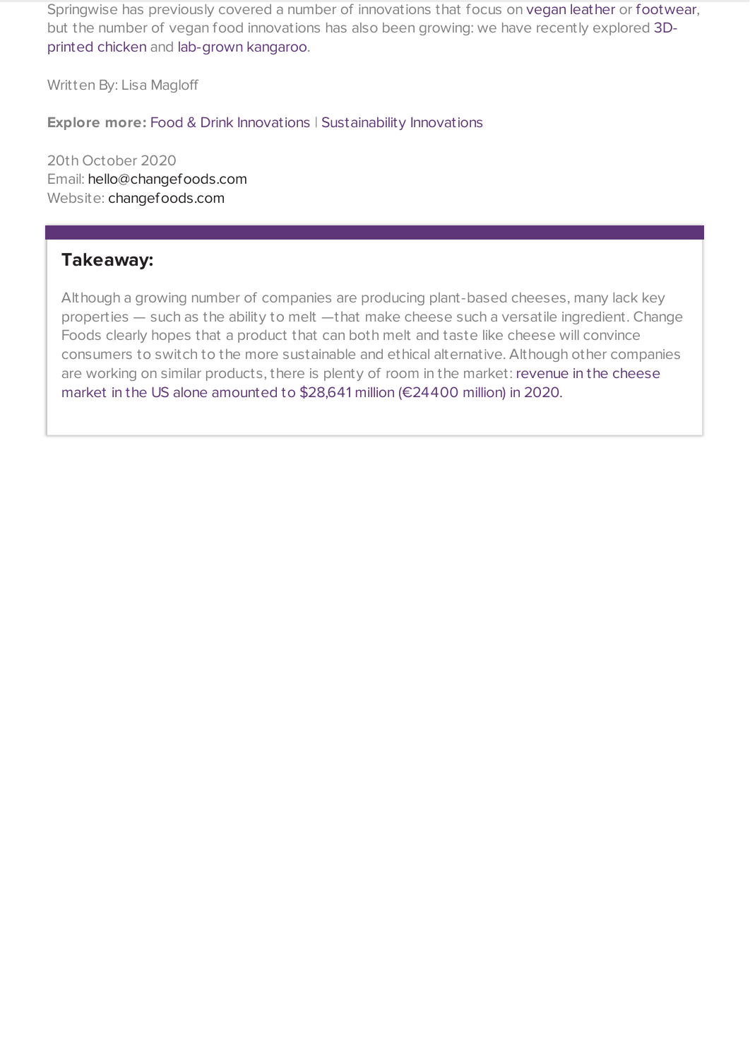Springwise has previously covered a number of innovations that focus on vegan leather or footwear, but the number of vegan food innovations has also been growing: we have recently explored 3D-printed chicken and lab-grown kangaroo.

Written By: Lisa Magloff

**Explore more:** Food & Drink Innovations | Sustainability Innovations

20th October 2020
Email: hello@changefoods.com
Website: changefoods.com

## Takeaway:

Although a growing number of companies are producing plant-based cheeses, many lack key properties — such as the ability to melt —that make cheese such a versatile ingredient. Change Foods clearly hopes that a product that can both melt and taste like cheese will convince consumers to switch to the more sustainable and ethical alternative. Although other companies are working on similar products, there is plenty of room in the market: revenue in the cheese market in the US alone amounted to $28,641 million (€24400 million) in 2020.